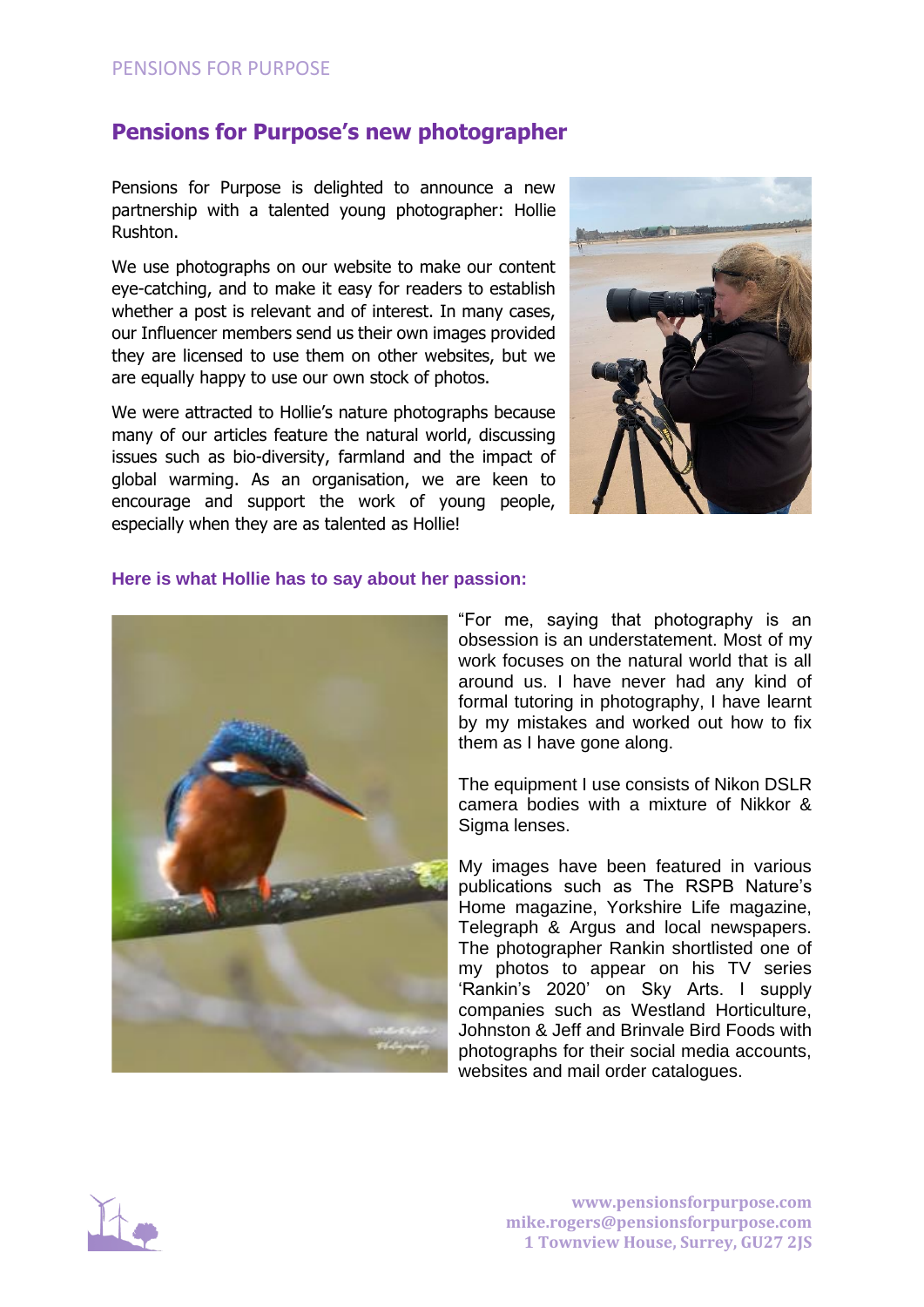## Pensions for Purpose's new photographer

Pensions for Purpose is delighted to announce a new partnership with a talented young photographer: Hollie Rushton.

We use photographs on our website to make our content eye-catching, and to make it easy for readers to establish whether a post is relevant and of interest. In many cases, our Influencer members send us their own images provided they are licensed to use them on other websites, but we are equally happy to use our own stock of photos.

We were attracted to Hollie's nature photographs because many of our articles feature the natural world, discussing issues such as bio-diversity, farmland and the impact of global warming. As an organisation, we are keen to encourage and support the work of young people, especially when they are as talented as Hollie!

### Here is what Hollie has to say about her passion:

"For me, saying that photography is an obsession is an understatement. Most of my work focuses on the natural world that is all around us. I have never had any kind of formal tutoring in photography, I have learnt by my mistakes and worked out how to fix them as I have gone along.

The equipment I use consists of Nikon DSLR camera bodies with a mixture of Nikkor & Sigma lenses.

My images have been featured in various publications such as The RSPB Nature's Home magazine, Yorkshire Life magazine, Telegraph & Argus and local newspapers. The photographer Rankin shortlisted one of my photos to appear on his TV series 'Rankin's 2020' on Sky Arts. I supply companies such as Westland Horticulture, Johnston & Jeff and Brinvale Bird Foods with photographs for their social media accounts, websites and mail order catalogues.

www.pensionsforpurpose.com
mike.rogers@pensionsforpurpose.com
1 Townview House, Surrey, GU27 2JS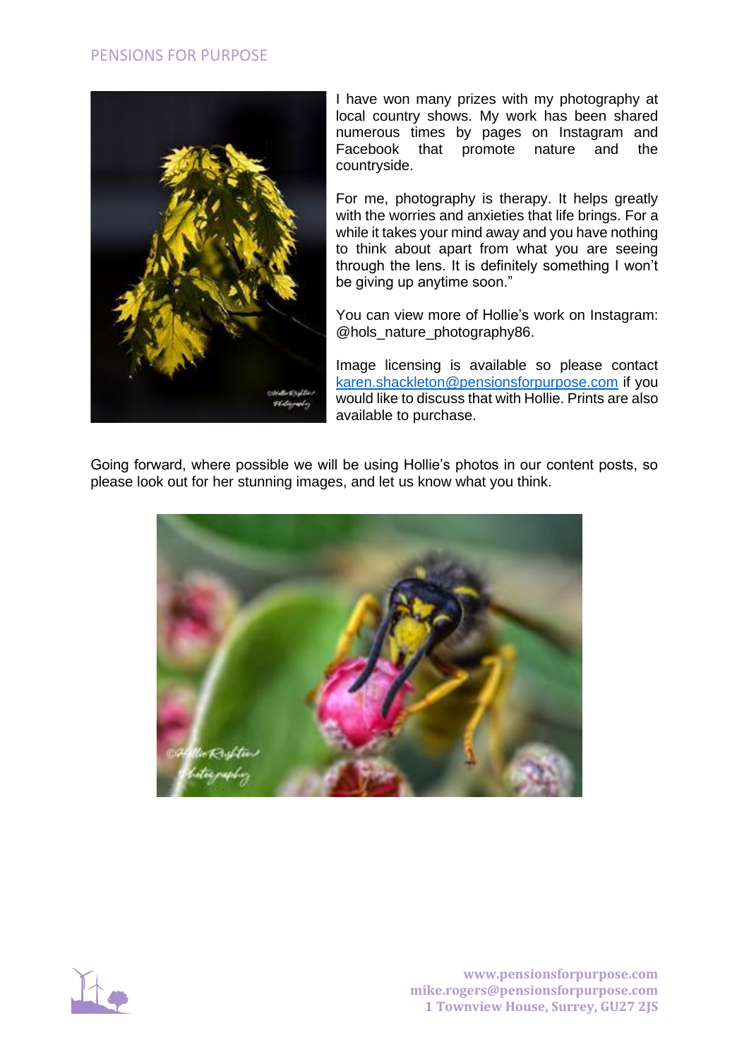I have won many prizes with my photography at local country shows. My work has been shared numerous times by pages on Instagram and Facebook that promote nature and the countryside.

For me, photography is therapy. It helps greatly with the worries and anxieties that life brings. For a while it takes your mind away and you have nothing to think about apart from what you are seeing through the lens. It is definitely something I won't be giving up anytime soon."

You can view more of Hollie's work on Instagram: @hols_nature_photography86.

Image licensing is available so please contact karen.shackleton@pensionsforpurpose.com if you would like to discuss that with Hollie. Prints are also available to purchase.

Going forward, where possible we will be using Hollie's photos in our content posts, so please look out for her stunning images, and let us know what you think.